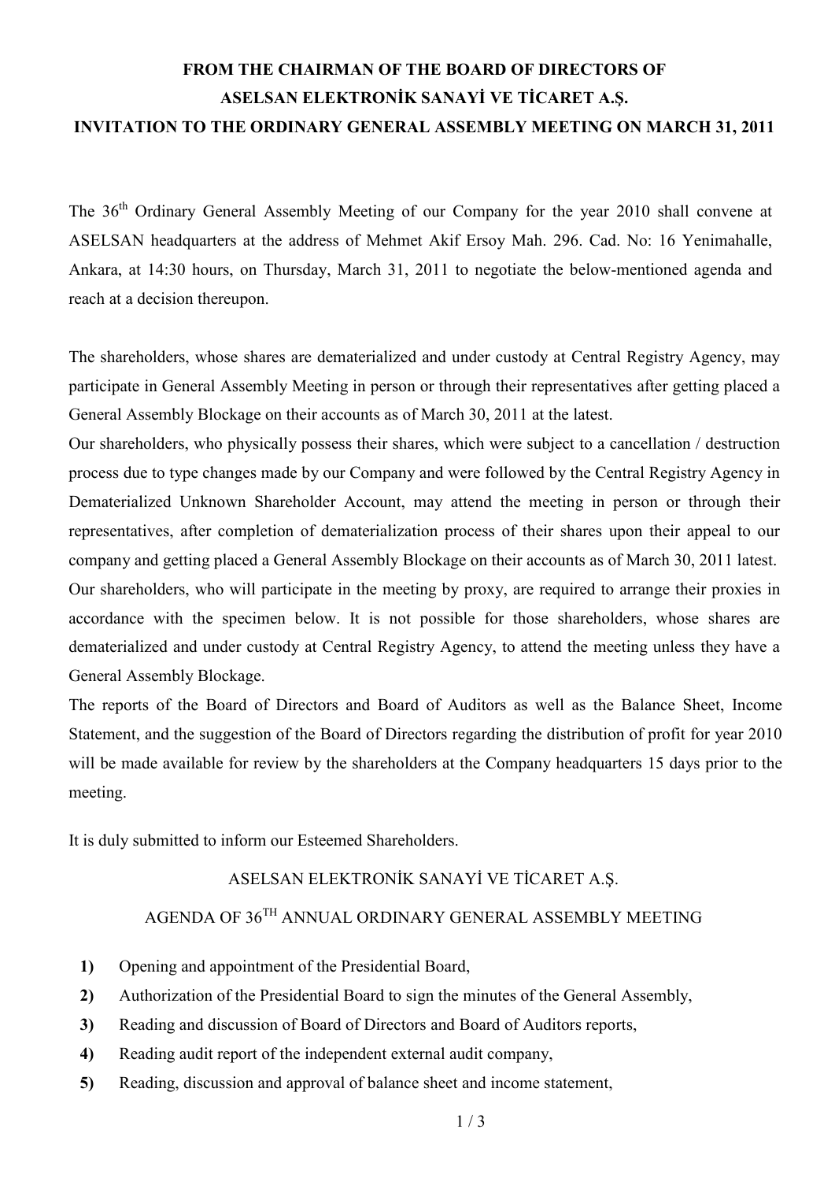**FROM THE CHAIRMAN OF THE BOARD OF DIRECTORS OF**
**ASELSAN ELEKTRONİK SANAYİ VE TİCARET A.Ş.**
**INVITATION TO THE ORDINARY GENERAL ASSEMBLY MEETING ON MARCH 31, 2011**

The 36th Ordinary General Assembly Meeting of our Company for the year 2010 shall convene at ASELSAN headquarters at the address of Mehmet Akif Ersoy Mah. 296. Cad. No: 16 Yenimahalle, Ankara, at 14:30 hours, on Thursday, March 31, 2011 to negotiate the below-mentioned agenda and reach at a decision thereupon.

The shareholders, whose shares are dematerialized and under custody at Central Registry Agency, may participate in General Assembly Meeting in person or through their representatives after getting placed a General Assembly Blockage on their accounts as of March 30, 2011 at the latest.

Our shareholders, who physically possess their shares, which were subject to a cancellation / destruction process due to type changes made by our Company and were followed by the Central Registry Agency in Dematerialized Unknown Shareholder Account, may attend the meeting in person or through their representatives, after completion of dematerialization process of their shares upon their appeal to our company and getting placed a General Assembly Blockage on their accounts as of March 30, 2011 latest.

Our shareholders, who will participate in the meeting by proxy, are required to arrange their proxies in accordance with the specimen below. It is not possible for those shareholders, whose shares are dematerialized and under custody at Central Registry Agency, to attend the meeting unless they have a General Assembly Blockage.

The reports of the Board of Directors and Board of Auditors as well as the Balance Sheet, Income Statement, and the suggestion of the Board of Directors regarding the distribution of profit for year 2010 will be made available for review by the shareholders at the Company headquarters 15 days prior to the meeting.

It is duly submitted to inform our Esteemed Shareholders.

ASELSAN ELEKTRONİK SANAYİ VE TİCARET A.Ş.

AGENDA OF 36TH ANNUAL ORDINARY GENERAL ASSEMBLY MEETING

1) Opening and appointment of the Presidential Board,
2) Authorization of the Presidential Board to sign the minutes of the General Assembly,
3) Reading and discussion of Board of Directors and Board of Auditors reports,
4) Reading audit report of the independent external audit company,
5) Reading, discussion and approval of balance sheet and income statement,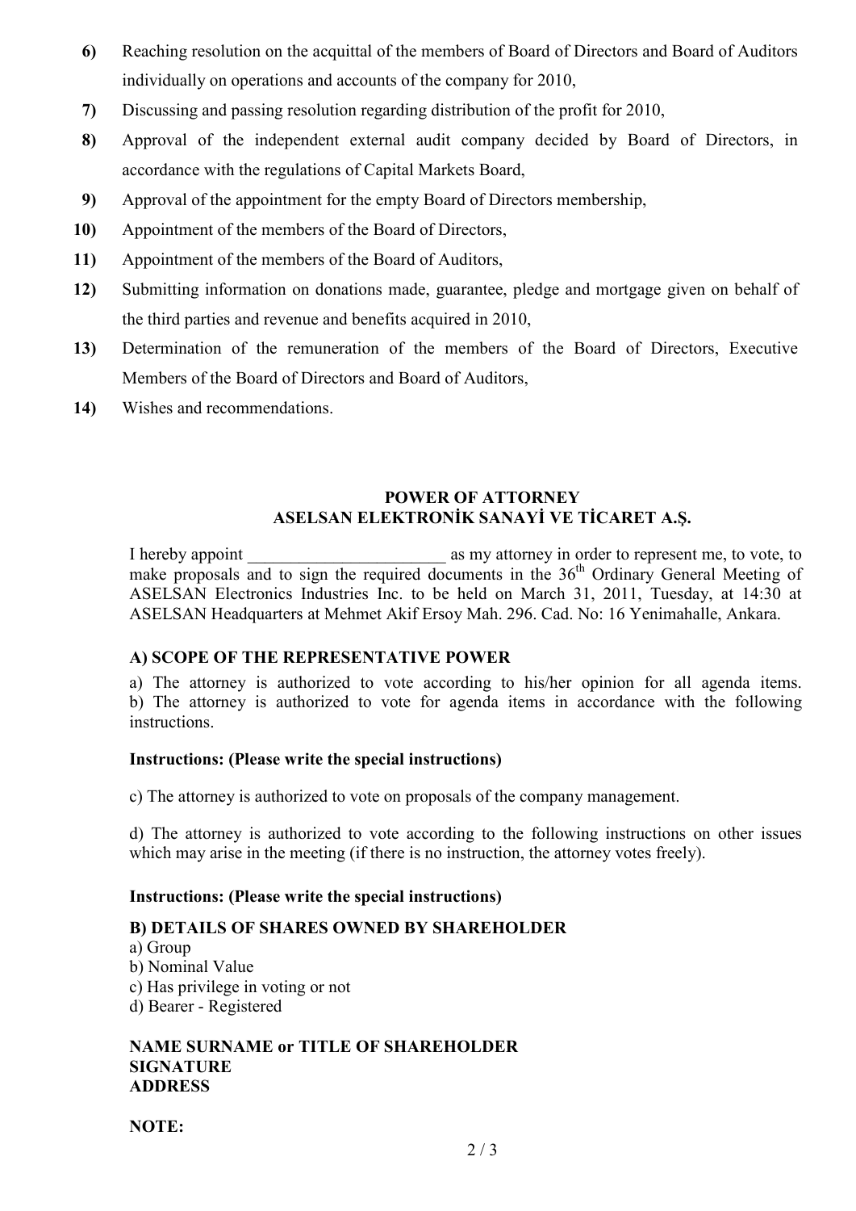6) Reaching resolution on the acquittal of the members of Board of Directors and Board of Auditors individually on operations and accounts of the company for 2010,
7) Discussing and passing resolution regarding distribution of the profit for 2010,
8) Approval of the independent external audit company decided by Board of Directors, in accordance with the regulations of Capital Markets Board,
9) Approval of the appointment for the empty Board of Directors membership,
10) Appointment of the members of the Board of Directors,
11) Appointment of the members of the Board of Auditors,
12) Submitting information on donations made, guarantee, pledge and mortgage given on behalf of the third parties and revenue and benefits acquired in 2010,
13) Determination of the remuneration of the members of the Board of Directors, Executive Members of the Board of Directors and Board of Auditors,
14) Wishes and recommendations.

**POWER OF ATTORNEY**
**ASELSAN ELEKTRONİK SANAYİ VE TİCARET A.Ş.**

I hereby appoint _______________________ as my attorney in order to represent me, to vote, to make proposals and to sign the required documents in the 36th Ordinary General Meeting of ASELSAN Electronics Industries Inc. to be held on March 31, 2011, Tuesday, at 14:30 at ASELSAN Headquarters at Mehmet Akif Ersoy Mah. 296. Cad. No: 16 Yenimahalle, Ankara.

**A) SCOPE OF THE REPRESENTATIVE POWER**

a) The attorney is authorized to vote according to his/her opinion for all agenda items.
b) The attorney is authorized to vote for agenda items in accordance with the following instructions.

**Instructions: (Please write the special instructions)**

c) The attorney is authorized to vote on proposals of the company management.

d) The attorney is authorized to vote according to the following instructions on other issues which may arise in the meeting (if there is no instruction, the attorney votes freely).

**Instructions: (Please write the special instructions)**

**B) DETAILS OF SHARES OWNED BY SHAREHOLDER**

a) Group
b) Nominal Value
c) Has privilege in voting or not
d) Bearer - Registered

**NAME SURNAME or TITLE OF SHAREHOLDER**
**SIGNATURE**
**ADDRESS**

**NOTE:**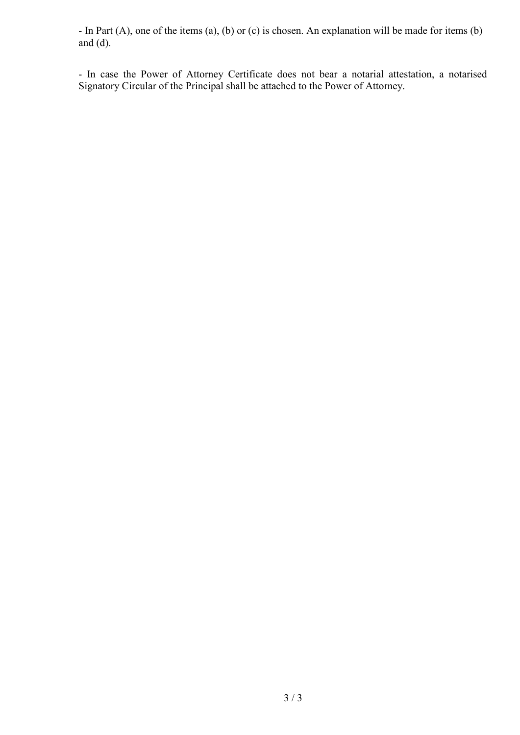- In Part (A), one of the items (a), (b) or (c) is chosen. An explanation will be made for items (b) and (d).

- In case the Power of Attorney Certificate does not bear a notarial attestation, a notarised Signatory Circular of the Principal shall be attached to the Power of Attorney.